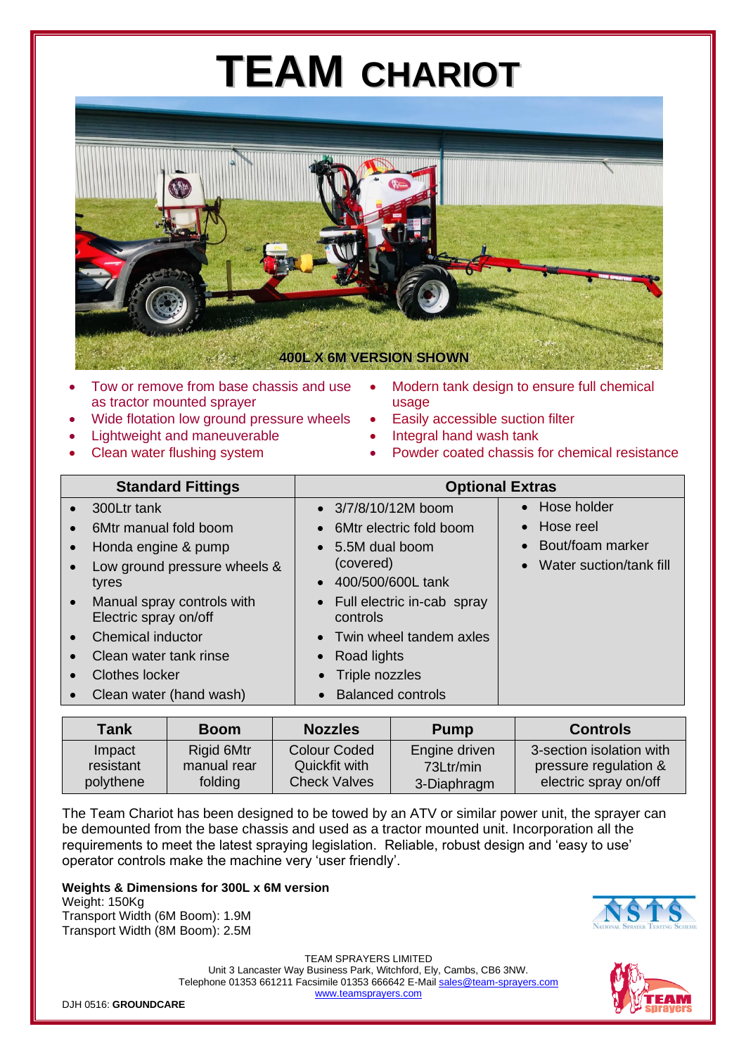# TEAM CHARIOT

400L X 6M VERSION SHOWN

- Tow or remove from base chassis and use as tractor mounted sprayer
- Wide flotation low ground pressure wheels
- Lightweight and maneuverable
- Clean water flushing system
- Modern tank design to ensure full chemical usage
- Easily accessible suction filter
- Integral hand wash tank
- Powder coated chassis for chemical resistance

| Standard Fittings | Optional Extras | |
|---|---|---|
| • 300Ltr tank<br>• 6Mtr manual fold boom<br>• Honda engine & pump<br>• Low ground pressure wheels & tyres<br>• Manual spray controls with Electric spray on/off<br>• Chemical inductor<br>• Clean water tank rinse<br>• Clothes locker<br>• Clean water (hand wash) | • 3/7/8/10/12M boom<br>• 6Mtr electric fold boom<br>• 5.5M dual boom (covered)<br>• 400/500/600L tank<br>• Full electric in-cab spray controls<br>• Twin wheel tandem axles<br>• Road lights<br>• Triple nozzles<br>• Balanced controls | • Hose holder<br>• Hose reel<br>• Bout/foam marker<br>• Water suction/tank fill |

| Tank | Boom | Nozzles | Pump | Controls |
|---|---|---|---|---|
| Impact resistant polythene | Rigid 6Mtr manual rear folding | Colour Coded Quickfit with Check Valves | Engine driven 73Ltr/min 3-Diaphragm | 3-section isolation with pressure regulation & electric spray on/off |

The Team Chariot has been designed to be towed by an ATV or similar power unit, the sprayer can be demounted from the base chassis and used as a tractor mounted unit. Incorporation all the requirements to meet the latest spraying legislation. Reliable, robust design and 'easy to use' operator controls make the machine very 'user friendly'.

**Weights & Dimensions for 300L x 6M version**
Weight: 150Kg
Transport Width (6M Boom): 1.9M
Transport Width (8M Boom): 2.5M

NSTS National Sprayer Testing Scheme

TEAM SPRAYERS LIMITED
Unit 3 Lancaster Way Business Park, Witchford, Ely, Cambs, CB6 3NW.
Telephone 01353 661211 Facsimile 01353 666642 E-Mail sales@team-sprayers.com
www.teamsprayers.com

DJH 0516: **GROUNDCARE**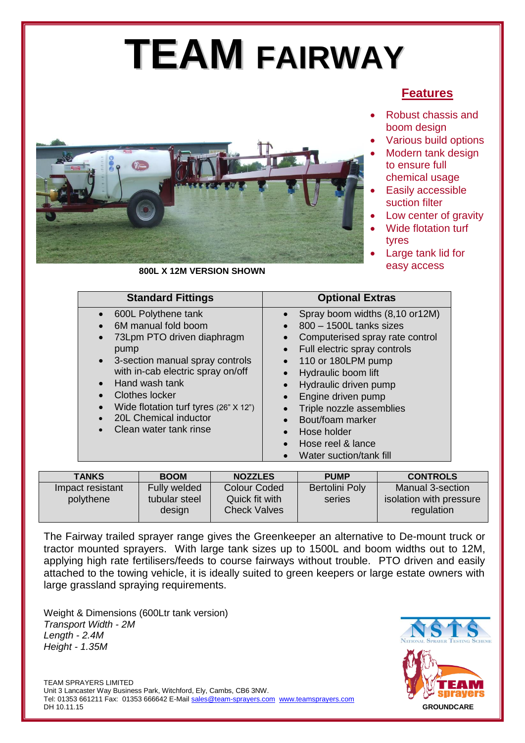# TEAM FAIRWAY

## Features

- Robust chassis and boom design
- Various build options
- Modern tank design to ensure full chemical usage
- Easily accessible suction filter
- Low center of gravity
- Wide flotation turf tyres
- Large tank lid for easy access

**800L X 12M VERSION SHOWN**

| Standard Fittings | Optional Extras |
|---|---|
| • 600L Polythene tank<br>• 6M manual fold boom<br>• 73Lpm PTO driven diaphragm pump<br>• 3-section manual spray controls with in-cab electric spray on/off<br>• Hand wash tank<br>• Clothes locker<br>• Wide flotation turf tyres (26" X 12")<br>• 20L Chemical inductor<br>• Clean water tank rinse | • Spray boom widths (8,10 or12M)<br>• 800 – 1500L tanks sizes<br>• Computerised spray rate control<br>• Full electric spray controls<br>• 110 or 180LPM pump<br>• Hydraulic boom lift<br>• Hydraulic driven pump<br>• Engine driven pump<br>• Triple nozzle assemblies<br>• Bout/foam marker<br>• Hose holder<br>• Hose reel & lance<br>• Water suction/tank fill |

| TANKS | BOOM | NOZZLES | PUMP | CONTROLS |
|---|---|---|---|---|
| Impact resistant polythene | Fully welded tubular steel design | Colour Coded Quick fit with Check Valves | Bertolini Poly series | Manual 3-section isolation with pressure regulation |

The Fairway trailed sprayer range gives the Greenkeeper an alternative to De-mount truck or tractor mounted sprayers. With large tank sizes up to 1500L and boom widths out to 12M, applying high rate fertilisers/feeds to course fairways without trouble. PTO driven and easily attached to the towing vehicle, it is ideally suited to green keepers or large estate owners with large grassland spraying requirements.

Weight & Dimensions (600Ltr tank version)
*Transport Width - 2M*
*Length - 2.4M*
*Height - 1.35M*

NSTS National Sprayer Testing Scheme

TEAM sprayers GROUNDCARE

TEAM SPRAYERS LIMITED
Unit 3 Lancaster Way Business Park, Witchford, Ely, Cambs, CB6 3NW.
Tel: 01353 661211 Fax: 01353 666642 E-Mail sales@team-sprayers.com www.teamsprayers.com
DH 10.11.15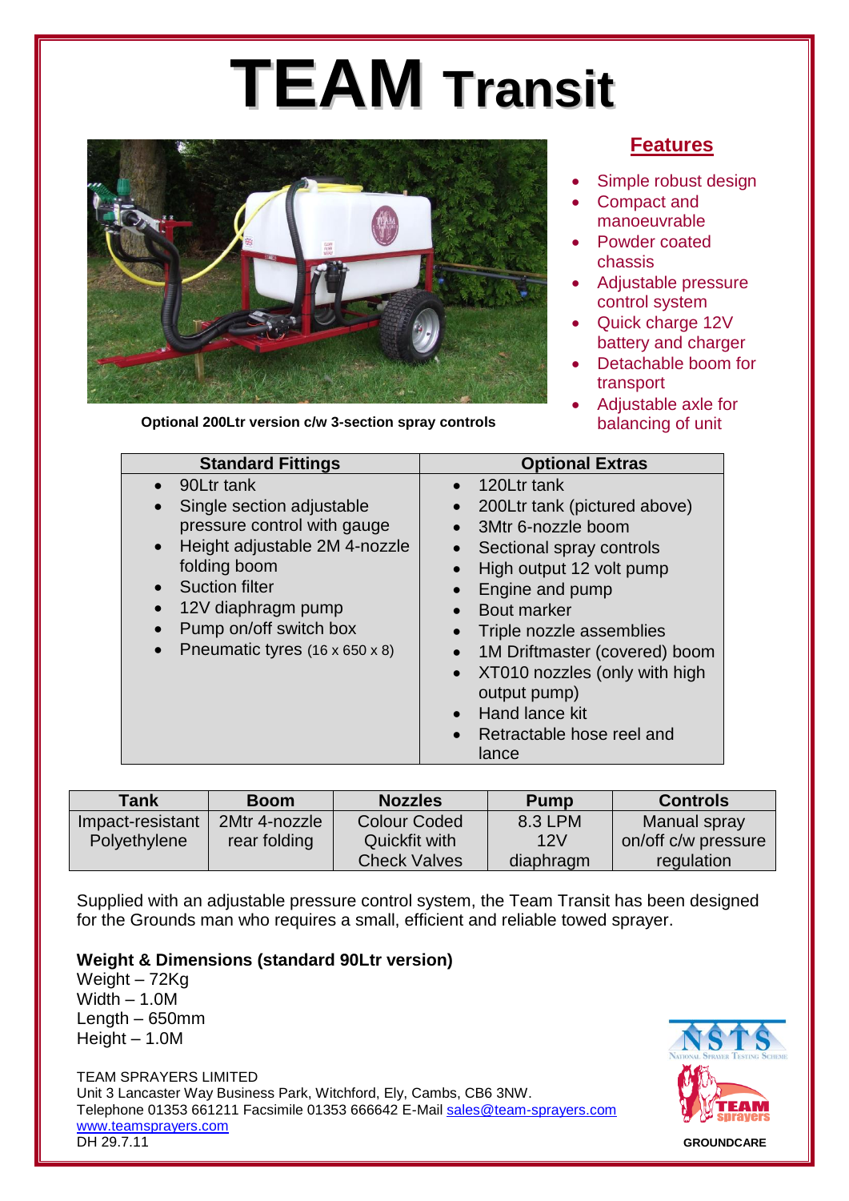# TEAM Transit

Optional 200Ltr version c/w 3-section spray controls

## Features

- Simple robust design
- Compact and manoeuvrable
- Powder coated chassis
- Adjustable pressure control system
- Quick charge 12V battery and charger
- Detachable boom for transport
- Adjustable axle for balancing of unit

| Standard Fittings | Optional Extras |
|---|---|
| • 90Ltr tank<br>• Single section adjustable pressure control with gauge<br>• Height adjustable 2M 4-nozzle folding boom<br>• Suction filter<br>• 12V diaphragm pump<br>• Pump on/off switch box<br>• Pneumatic tyres (16 x 650 x 8) | • 120Ltr tank<br>• 200Ltr tank (pictured above)<br>• 3Mtr 6-nozzle boom<br>• Sectional spray controls<br>• High output 12 volt pump<br>• Engine and pump<br>• Bout marker<br>• Triple nozzle assemblies<br>• 1M Driftmaster (covered) boom<br>• XT010 nozzles (only with high output pump)<br>• Hand lance kit<br>• Retractable hose reel and lance |

| Tank | Boom | Nozzles | Pump | Controls |
|---|---|---|---|---|
| Impact-resistant Polyethylene | 2Mtr 4-nozzle rear folding | Colour Coded Quickfit with Check Valves | 8.3 LPM 12V diaphragm | Manual spray on/off c/w pressure regulation |

Supplied with an adjustable pressure control system, the Team Transit has been designed for the Grounds man who requires a small, efficient and reliable towed sprayer.

**Weight & Dimensions (standard 90Ltr version)**

Weight – 72Kg
Width – 1.0M
Length – 650mm
Height – 1.0M

TEAM SPRAYERS LIMITED
Unit 3 Lancaster Way Business Park, Witchford, Ely, Cambs, CB6 3NW.
Telephone 01353 661211 Facsimile 01353 666642 E-Mail sales@team-sprayers.com
www.teamsprayers.com
DH 29.7.11

NSTS
National Sprayer Testing Scheme

TEAM sprayers
GROUNDCARE